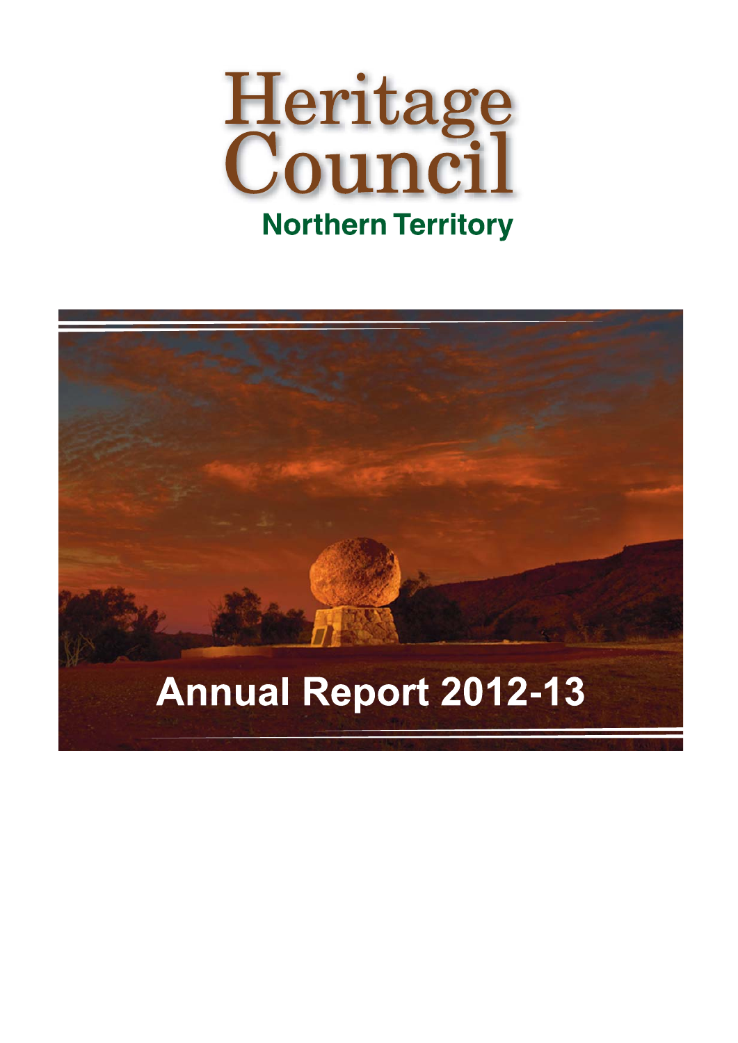# Heritage Council

**Northern Territory**

# Annual Report 2012-13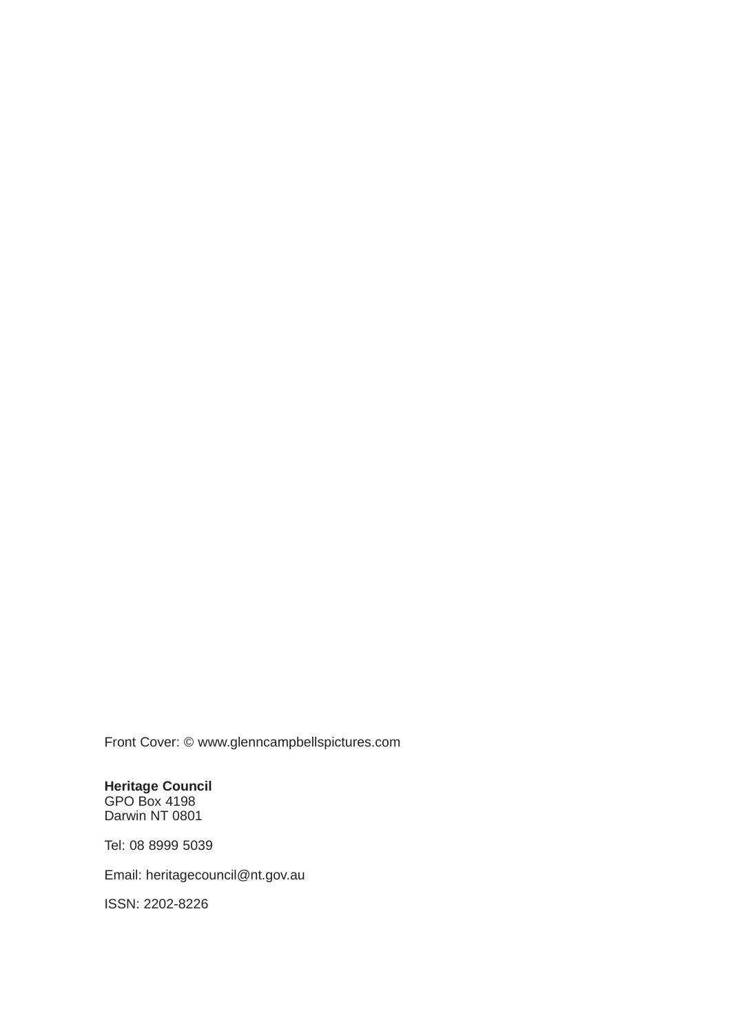Front Cover: © www.glenncampbellspictures.com

**Heritage Council**
GPO Box 4198
Darwin NT 0801

Tel: 08 8999 5039

Email: heritagecouncil@nt.gov.au

ISSN: 2202-8226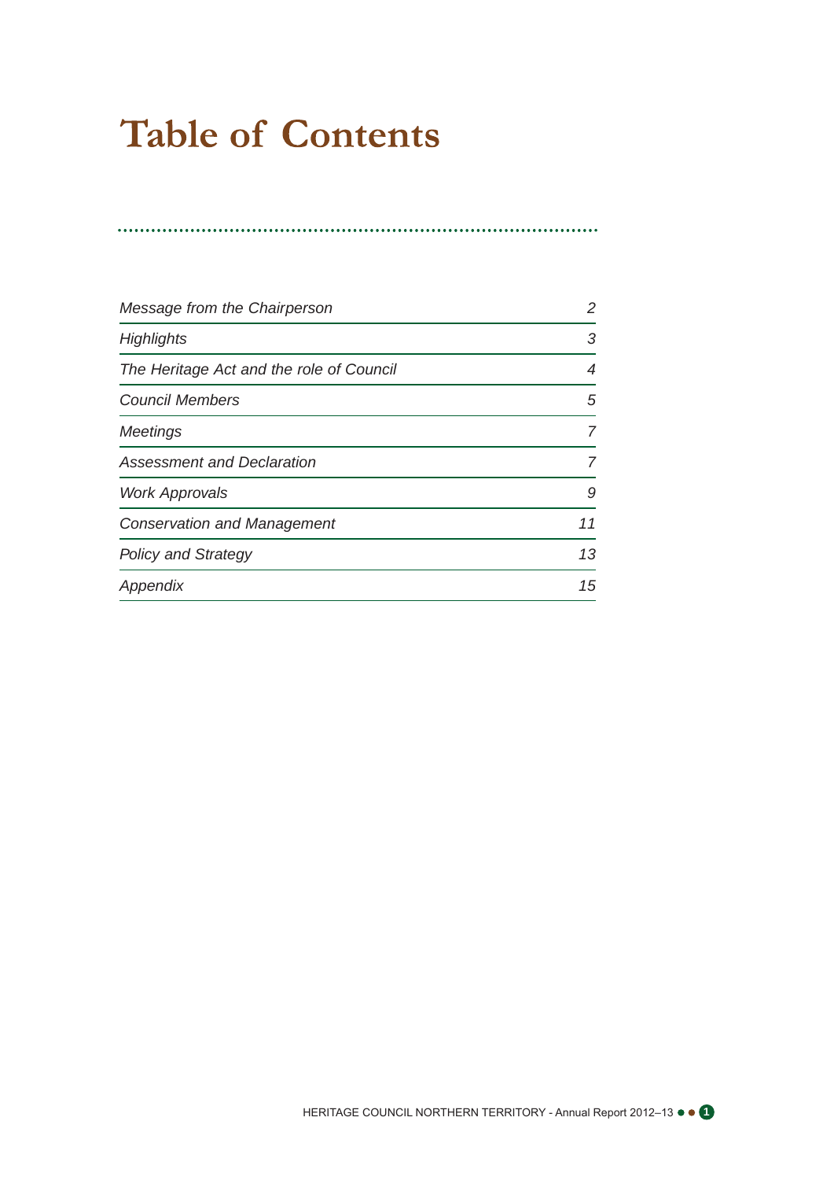# Table of Contents

| | |
|---|---|
| *Message from the Chairperson* | *2* |
| *Highlights* | *3* |
| *The Heritage Act and the role of Council* | *4* |
| *Council Members* | *5* |
| *Meetings* | *7* |
| *Assessment and Declaration* | *7* |
| *Work Approvals* | *9* |
| *Conservation and Management* | *11* |
| *Policy and Strategy* | *13* |
| *Appendix* | *15* |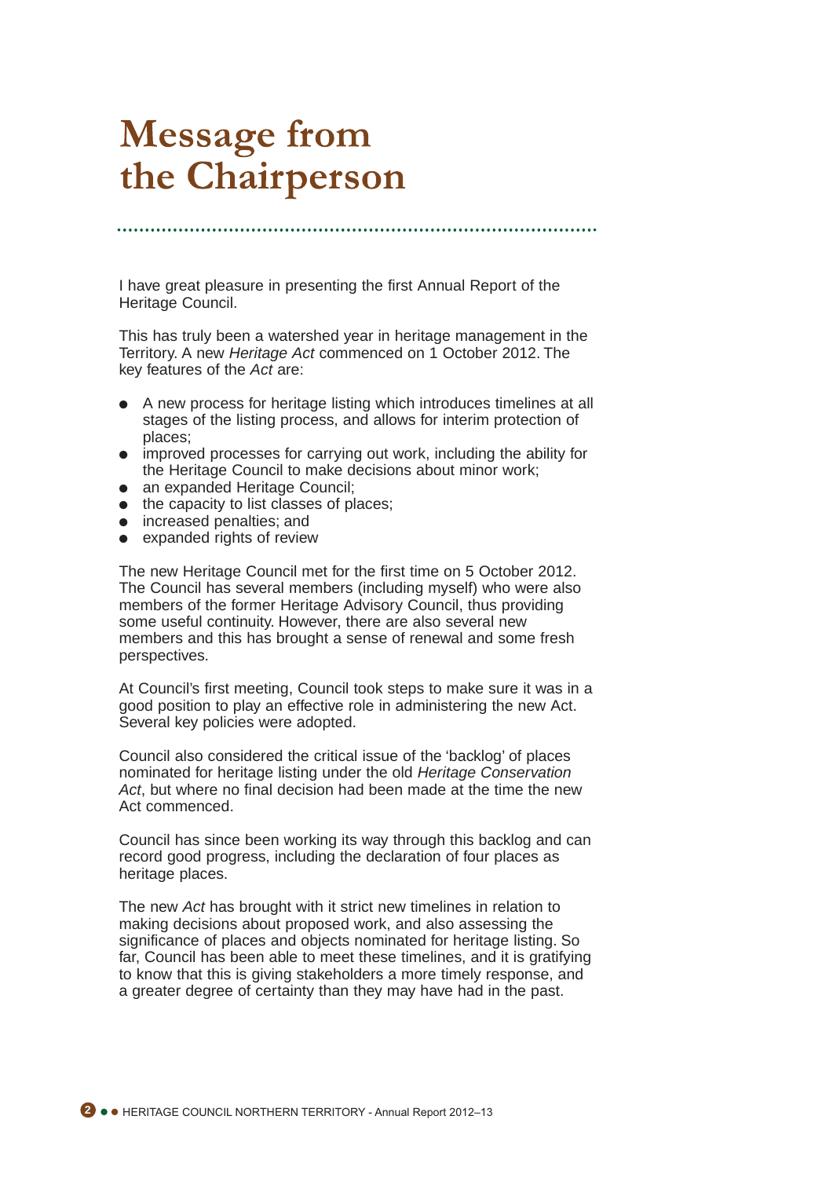# Message from the Chairperson

I have great pleasure in presenting the first Annual Report of the Heritage Council.

This has truly been a watershed year in heritage management in the Territory. A new *Heritage Act* commenced on 1 October 2012. The key features of the *Act* are:

- A new process for heritage listing which introduces timelines at all stages of the listing process, and allows for interim protection of places;
- improved processes for carrying out work, including the ability for the Heritage Council to make decisions about minor work;
- an expanded Heritage Council;
- the capacity to list classes of places;
- increased penalties; and
- expanded rights of review

The new Heritage Council met for the first time on 5 October 2012. The Council has several members (including myself) who were also members of the former Heritage Advisory Council, thus providing some useful continuity. However, there are also several new members and this has brought a sense of renewal and some fresh perspectives.

At Council's first meeting, Council took steps to make sure it was in a good position to play an effective role in administering the new Act. Several key policies were adopted.

Council also considered the critical issue of the 'backlog' of places nominated for heritage listing under the old *Heritage Conservation Act*, but where no final decision had been made at the time the new Act commenced.

Council has since been working its way through this backlog and can record good progress, including the declaration of four places as heritage places.

The new *Act* has brought with it strict new timelines in relation to making decisions about proposed work, and also assessing the significance of places and objects nominated for heritage listing. So far, Council has been able to meet these timelines, and it is gratifying to know that this is giving stakeholders a more timely response, and a greater degree of certainty than they may have had in the past.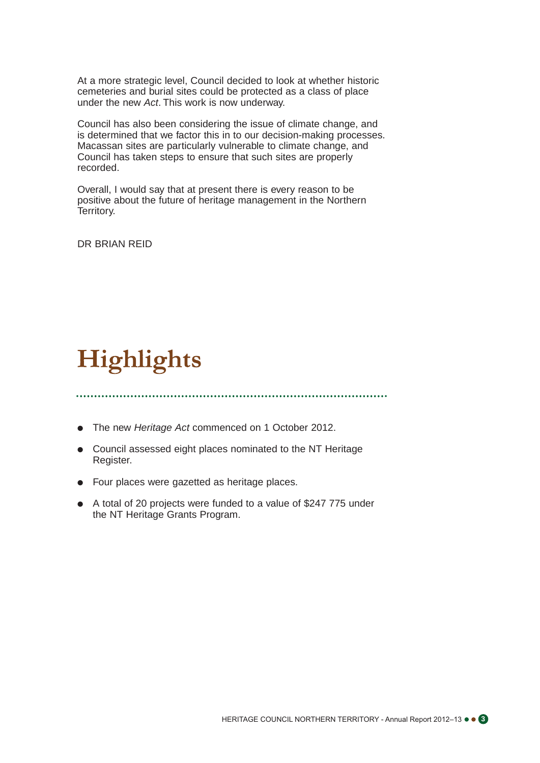At a more strategic level, Council decided to look at whether historic cemeteries and burial sites could be protected as a class of place under the new *Act*. This work is now underway.

Council has also been considering the issue of climate change, and is determined that we factor this in to our decision-making processes. Macassan sites are particularly vulnerable to climate change, and Council has taken steps to ensure that such sites are properly recorded.

Overall, I would say that at present there is every reason to be positive about the future of heritage management in the Northern Territory.

DR BRIAN REID

# Highlights

- The new *Heritage Act* commenced on 1 October 2012.
- Council assessed eight places nominated to the NT Heritage Register.
- Four places were gazetted as heritage places.
- A total of 20 projects were funded to a value of $247 775 under the NT Heritage Grants Program.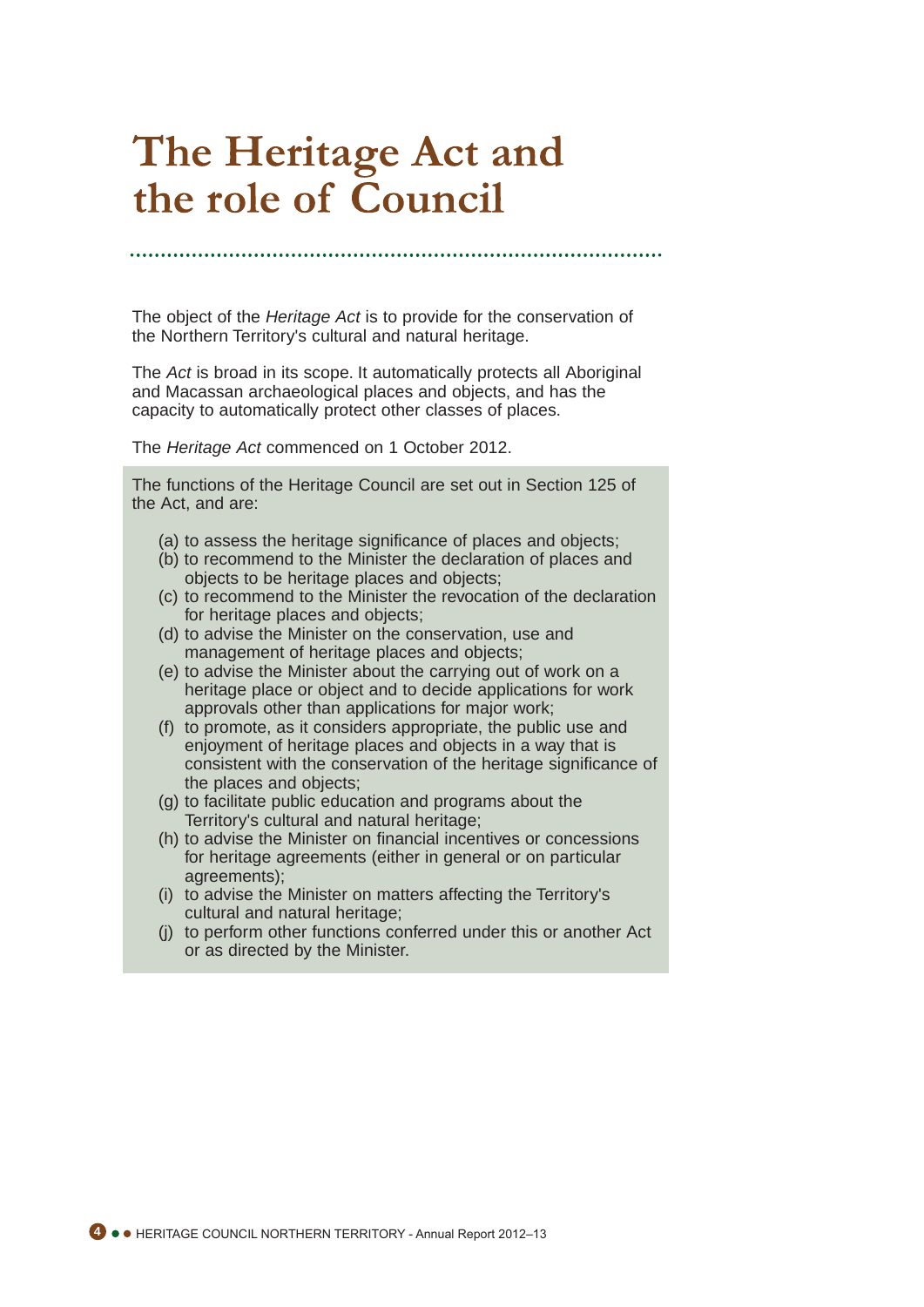# The Heritage Act and the role of Council

The object of the *Heritage Act* is to provide for the conservation of the Northern Territory's cultural and natural heritage.

The *Act* is broad in its scope. It automatically protects all Aboriginal and Macassan archaeological places and objects, and has the capacity to automatically protect other classes of places.

The *Heritage Act* commenced on 1 October 2012.

The functions of the Heritage Council are set out in Section 125 of the Act, and are:

- (a) to assess the heritage significance of places and objects;
- (b) to recommend to the Minister the declaration of places and objects to be heritage places and objects;
- (c) to recommend to the Minister the revocation of the declaration for heritage places and objects;
- (d) to advise the Minister on the conservation, use and management of heritage places and objects;
- (e) to advise the Minister about the carrying out of work on a heritage place or object and to decide applications for work approvals other than applications for major work;
- (f) to promote, as it considers appropriate, the public use and enjoyment of heritage places and objects in a way that is consistent with the conservation of the heritage significance of the places and objects;
- (g) to facilitate public education and programs about the Territory's cultural and natural heritage;
- (h) to advise the Minister on financial incentives or concessions for heritage agreements (either in general or on particular agreements);
- (i) to advise the Minister on matters affecting the Territory's cultural and natural heritage;
- (j) to perform other functions conferred under this or another Act or as directed by the Minister.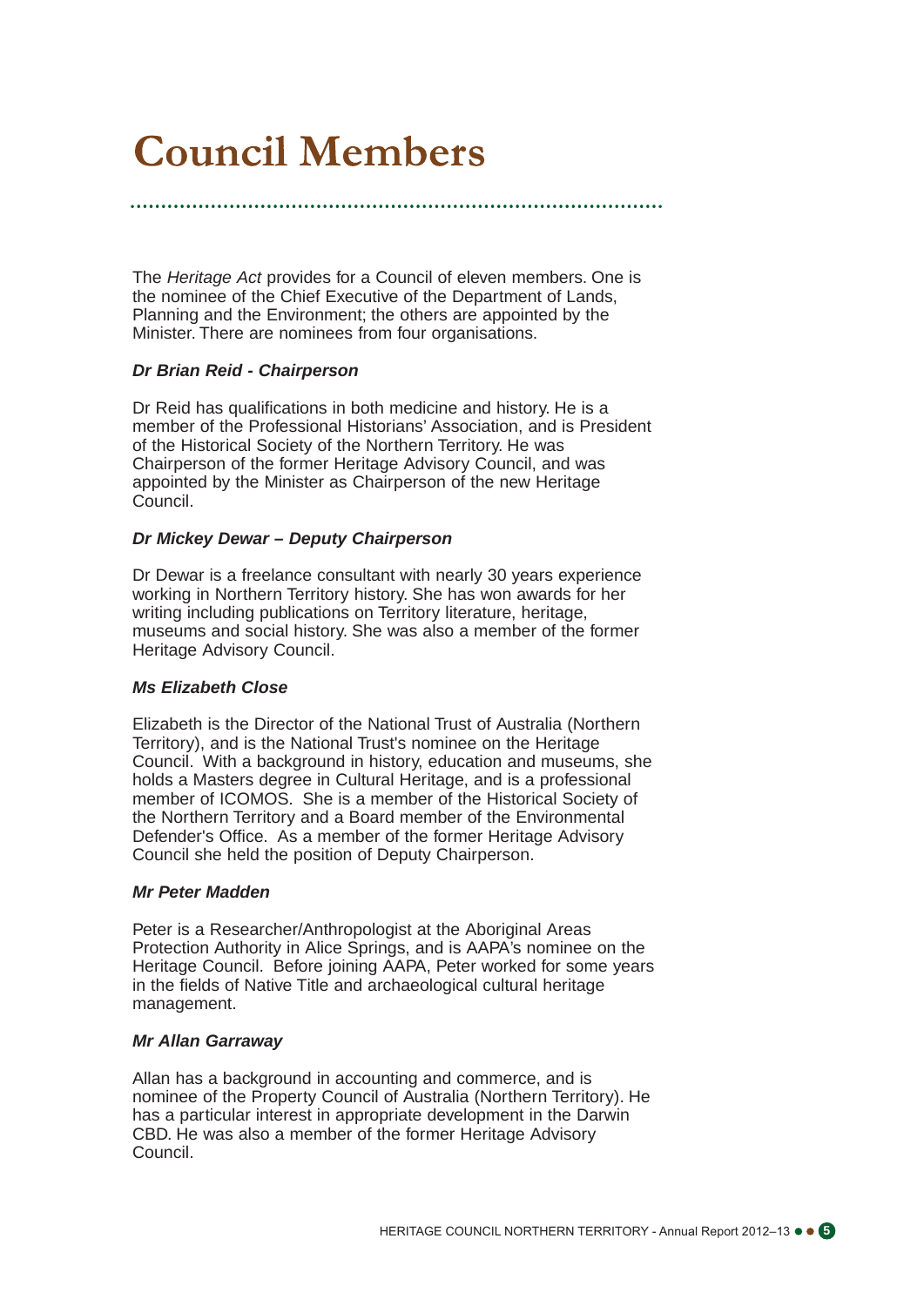# Council Members

The *Heritage Act* provides for a Council of eleven members. One is the nominee of the Chief Executive of the Department of Lands, Planning and the Environment; the others are appointed by the Minister. There are nominees from four organisations.

***Dr Brian Reid - Chairperson***

Dr Reid has qualifications in both medicine and history. He is a member of the Professional Historians' Association, and is President of the Historical Society of the Northern Territory. He was Chairperson of the former Heritage Advisory Council, and was appointed by the Minister as Chairperson of the new Heritage Council.

***Dr Mickey Dewar – Deputy Chairperson***

Dr Dewar is a freelance consultant with nearly 30 years experience working in Northern Territory history. She has won awards for her writing including publications on Territory literature, heritage, museums and social history. She was also a member of the former Heritage Advisory Council.

***Ms Elizabeth Close***

Elizabeth is the Director of the National Trust of Australia (Northern Territory), and is the National Trust's nominee on the Heritage Council. With a background in history, education and museums, she holds a Masters degree in Cultural Heritage, and is a professional member of ICOMOS. She is a member of the Historical Society of the Northern Territory and a Board member of the Environmental Defender's Office. As a member of the former Heritage Advisory Council she held the position of Deputy Chairperson.

***Mr Peter Madden***

Peter is a Researcher/Anthropologist at the Aboriginal Areas Protection Authority in Alice Springs, and is AAPA's nominee on the Heritage Council. Before joining AAPA, Peter worked for some years in the fields of Native Title and archaeological cultural heritage management.

***Mr Allan Garraway***

Allan has a background in accounting and commerce, and is nominee of the Property Council of Australia (Northern Territory). He has a particular interest in appropriate development in the Darwin CBD. He was also a member of the former Heritage Advisory Council.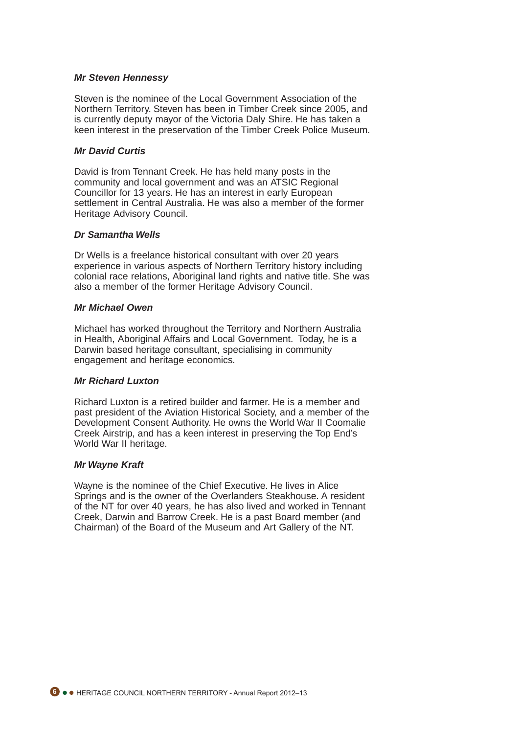***Mr Steven Hennessy***

Steven is the nominee of the Local Government Association of the Northern Territory. Steven has been in Timber Creek since 2005, and is currently deputy mayor of the Victoria Daly Shire. He has taken a keen interest in the preservation of the Timber Creek Police Museum.

***Mr David Curtis***

David is from Tennant Creek. He has held many posts in the community and local government and was an ATSIC Regional Councillor for 13 years. He has an interest in early European settlement in Central Australia. He was also a member of the former Heritage Advisory Council.

***Dr Samantha Wells***

Dr Wells is a freelance historical consultant with over 20 years experience in various aspects of Northern Territory history including colonial race relations, Aboriginal land rights and native title. She was also a member of the former Heritage Advisory Council.

***Mr Michael Owen***

Michael has worked throughout the Territory and Northern Australia in Health, Aboriginal Affairs and Local Government. Today, he is a Darwin based heritage consultant, specialising in community engagement and heritage economics.

***Mr Richard Luxton***

Richard Luxton is a retired builder and farmer. He is a member and past president of the Aviation Historical Society, and a member of the Development Consent Authority. He owns the World War II Coomalie Creek Airstrip, and has a keen interest in preserving the Top End's World War II heritage.

***Mr Wayne Kraft***

Wayne is the nominee of the Chief Executive. He lives in Alice Springs and is the owner of the Overlanders Steakhouse. A resident of the NT for over 40 years, he has also lived and worked in Tennant Creek, Darwin and Barrow Creek. He is a past Board member (and Chairman) of the Board of the Museum and Art Gallery of the NT.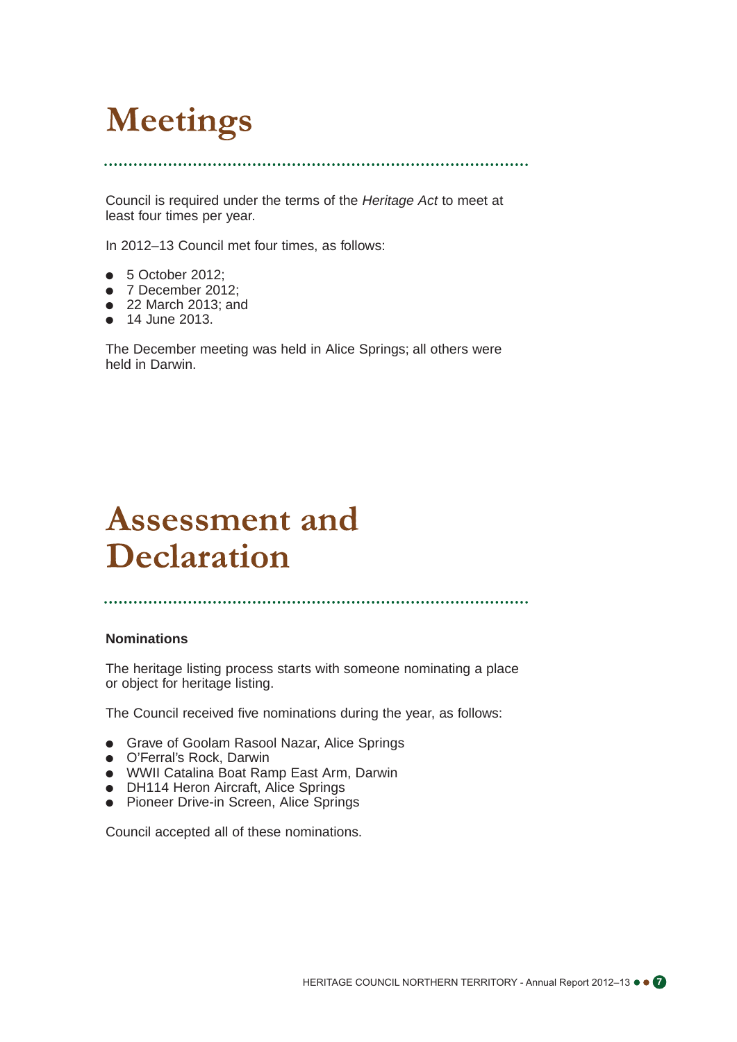# Meetings

Council is required under the terms of the *Heritage Act* to meet at least four times per year.

In 2012–13 Council met four times, as follows:

- 5 October 2012;
- 7 December 2012;
- 22 March 2013; and
- 14 June 2013.

The December meeting was held in Alice Springs; all others were held in Darwin.

# Assessment and Declaration

**Nominations**

The heritage listing process starts with someone nominating a place or object for heritage listing.

The Council received five nominations during the year, as follows:

- Grave of Goolam Rasool Nazar, Alice Springs
- O'Ferral's Rock, Darwin
- WWII Catalina Boat Ramp East Arm, Darwin
- DH114 Heron Aircraft, Alice Springs
- Pioneer Drive-in Screen, Alice Springs

Council accepted all of these nominations.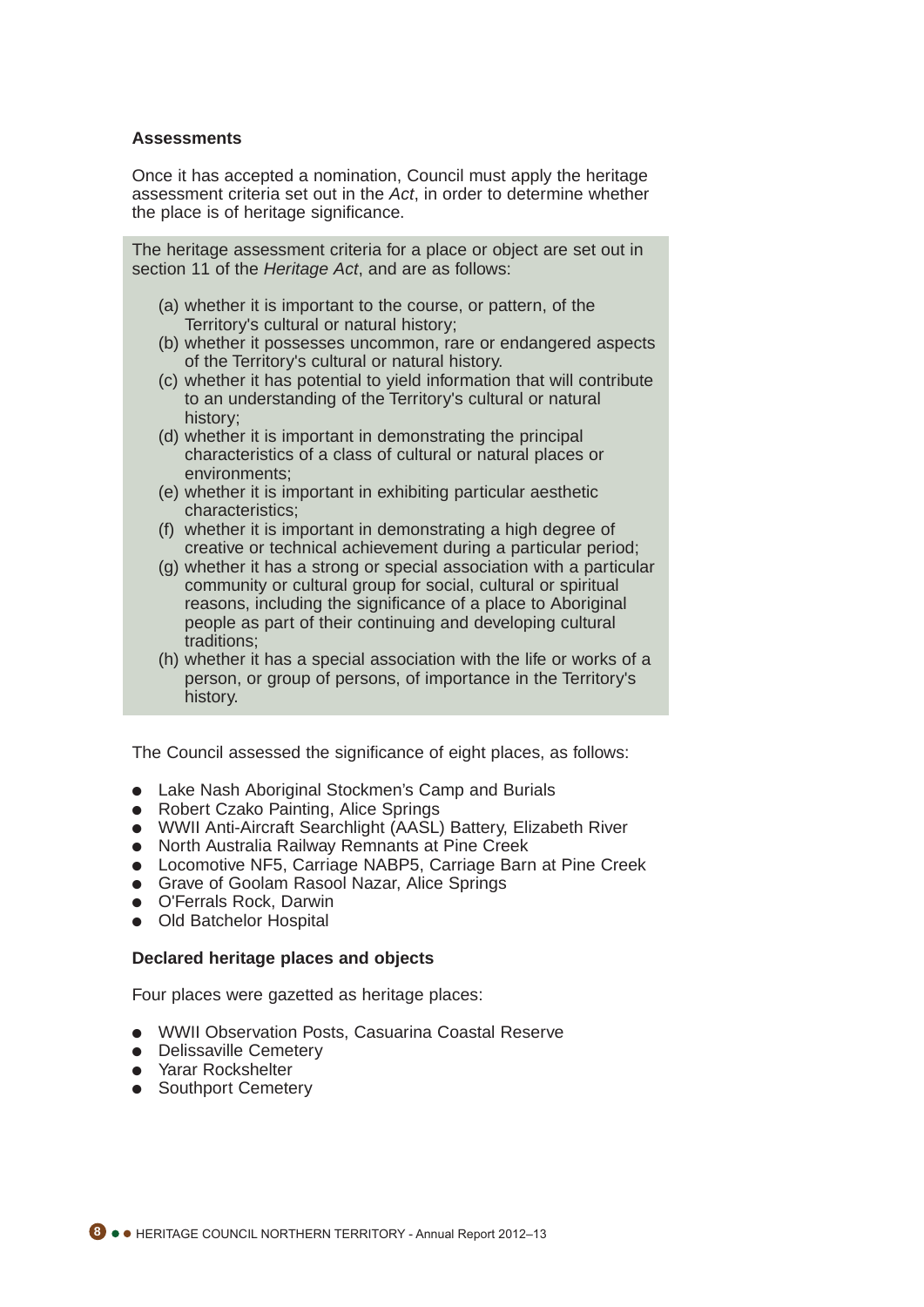### Assessments

Once it has accepted a nomination, Council must apply the heritage assessment criteria set out in the *Act*, in order to determine whether the place is of heritage significance.

The heritage assessment criteria for a place or object are set out in section 11 of the *Heritage Act*, and are as follows:

(a) whether it is important to the course, or pattern, of the Territory's cultural or natural history;
(b) whether it possesses uncommon, rare or endangered aspects of the Territory's cultural or natural history.
(c) whether it has potential to yield information that will contribute to an understanding of the Territory's cultural or natural history;
(d) whether it is important in demonstrating the principal characteristics of a class of cultural or natural places or environments;
(e) whether it is important in exhibiting particular aesthetic characteristics;
(f) whether it is important in demonstrating a high degree of creative or technical achievement during a particular period;
(g) whether it has a strong or special association with a particular community or cultural group for social, cultural or spiritual reasons, including the significance of a place to Aboriginal people as part of their continuing and developing cultural traditions;
(h) whether it has a special association with the life or works of a person, or group of persons, of importance in the Territory's history.

The Council assessed the significance of eight places, as follows:

- Lake Nash Aboriginal Stockmen's Camp and Burials
- Robert Czako Painting, Alice Springs
- WWII Anti-Aircraft Searchlight (AASL) Battery, Elizabeth River
- North Australia Railway Remnants at Pine Creek
- Locomotive NF5, Carriage NABP5, Carriage Barn at Pine Creek
- Grave of Goolam Rasool Nazar, Alice Springs
- O'Ferrals Rock, Darwin
- Old Batchelor Hospital

### Declared heritage places and objects

Four places were gazetted as heritage places:

- WWII Observation Posts, Casuarina Coastal Reserve
- Delissaville Cemetery
- Yarar Rockshelter
- Southport Cemetery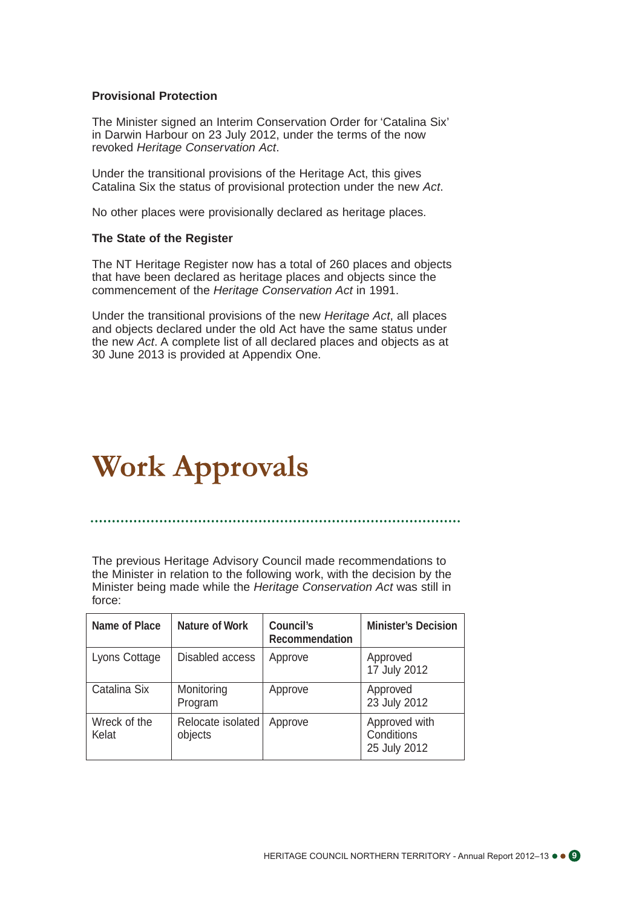### Provisional Protection

The Minister signed an Interim Conservation Order for 'Catalina Six' in Darwin Harbour on 23 July 2012, under the terms of the now revoked *Heritage Conservation Act*.

Under the transitional provisions of the Heritage Act, this gives Catalina Six the status of provisional protection under the new *Act*.

No other places were provisionally declared as heritage places.

### The State of the Register

The NT Heritage Register now has a total of 260 places and objects that have been declared as heritage places and objects since the commencement of the *Heritage Conservation Act* in 1991.

Under the transitional provisions of the new *Heritage Act*, all places and objects declared under the old Act have the same status under the new *Act*. A complete list of all declared places and objects as at 30 June 2013 is provided at Appendix One.

# Work Approvals

The previous Heritage Advisory Council made recommendations to the Minister in relation to the following work, with the decision by the Minister being made while the *Heritage Conservation Act* was still in force:

| Name of Place | Nature of Work | Council's Recommendation | Minister's Decision |
|---|---|---|---|
| Lyons Cottage | Disabled access | Approve | Approved 17 July 2012 |
| Catalina Six | Monitoring Program | Approve | Approved 23 July 2012 |
| Wreck of the Kelat | Relocate isolated objects | Approve | Approved with Conditions 25 July 2012 |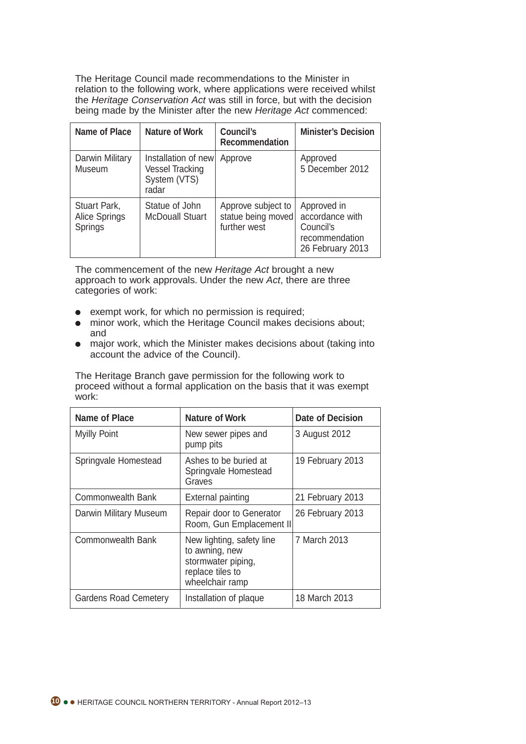The Heritage Council made recommendations to the Minister in relation to the following work, where applications were received whilst the *Heritage Conservation Act* was still in force, but with the decision being made by the Minister after the new *Heritage Act* commenced:

| Name of Place | Nature of Work | Council's Recommendation | Minister's Decision |
|---|---|---|---|
| Darwin Military Museum | Installation of new Vessel Tracking System (VTS) radar | Approve | Approved 5 December 2012 |
| Stuart Park, Alice Springs Springs | Statue of John McDouall Stuart | Approve subject to statue being moved further west | Approved in accordance with Council's recommendation 26 February 2013 |

The commencement of the new *Heritage Act* brought a new approach to work approvals. Under the new *Act*, there are three categories of work:

- exempt work, for which no permission is required;
- minor work, which the Heritage Council makes decisions about; and
- major work, which the Minister makes decisions about (taking into account the advice of the Council).

The Heritage Branch gave permission for the following work to proceed without a formal application on the basis that it was exempt work:

| Name of Place | Nature of Work | Date of Decision |
|---|---|---|
| Myilly Point | New sewer pipes and pump pits | 3 August 2012 |
| Springvale Homestead | Ashes to be buried at Springvale Homestead Graves | 19 February 2013 |
| Commonwealth Bank | External painting | 21 February 2013 |
| Darwin Military Museum | Repair door to Generator Room, Gun Emplacement II | 26 February 2013 |
| Commonwealth Bank | New lighting, safety line to awning, new stormwater piping, replace tiles to wheelchair ramp | 7 March 2013 |
| Gardens Road Cemetery | Installation of plaque | 18 March 2013 |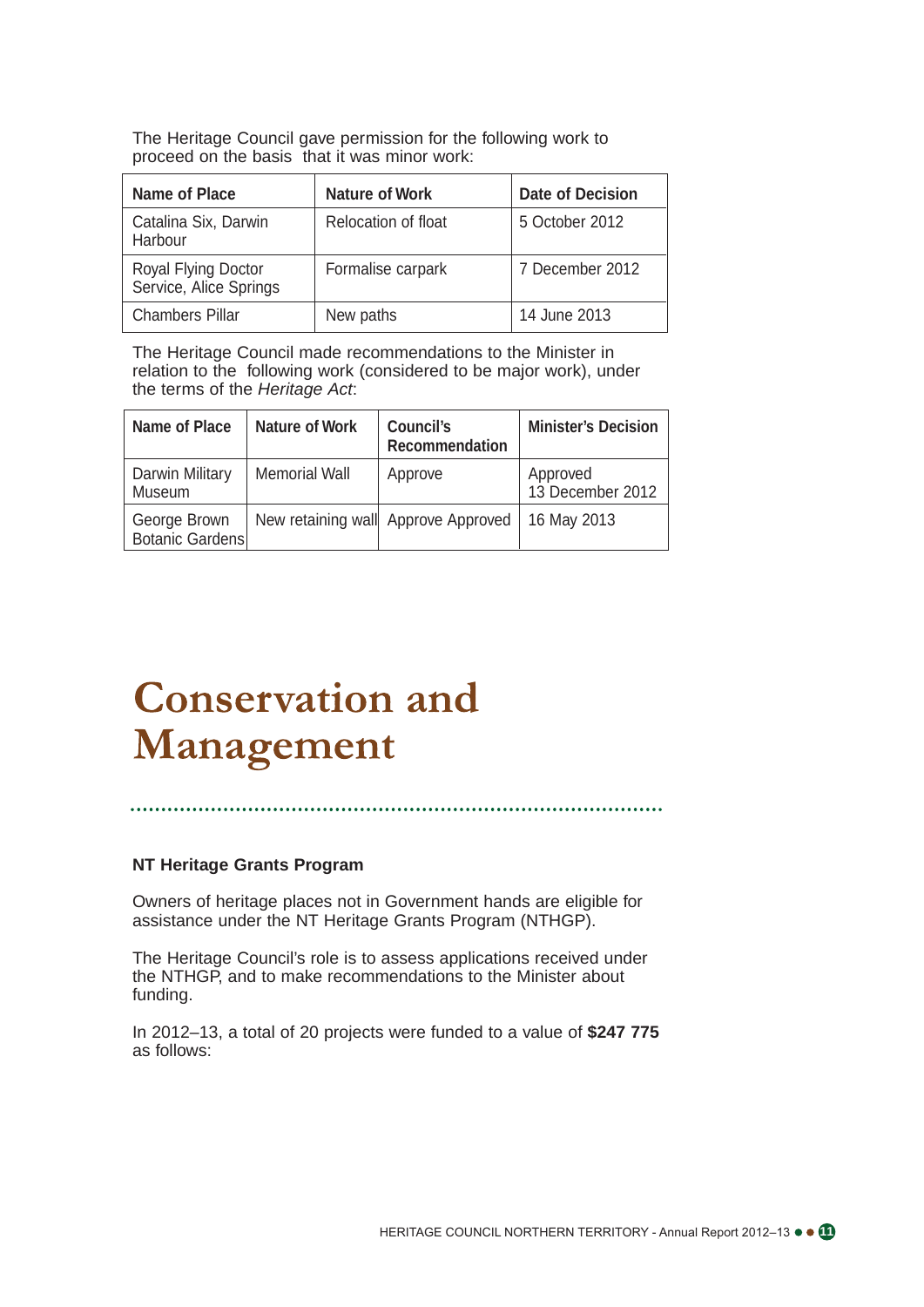The Heritage Council gave permission for the following work to proceed on the basis that it was minor work:

| Name of Place | Nature of Work | Date of Decision |
|---|---|---|
| Catalina Six, Darwin Harbour | Relocation of float | 5 October 2012 |
| Royal Flying Doctor Service, Alice Springs | Formalise carpark | 7 December 2012 |
| Chambers Pillar | New paths | 14 June 2013 |

The Heritage Council made recommendations to the Minister in relation to the following work (considered to be major work), under the terms of the *Heritage Act*:

| Name of Place | Nature of Work | Council's Recommendation | Minister's Decision |
|---|---|---|---|
| Darwin Military Museum | Memorial Wall | Approve | Approved 13 December 2012 |
| George Brown Botanic Gardens | New retaining wall | Approve Approved | 16 May 2013 |

# Conservation and Management

### NT Heritage Grants Program

Owners of heritage places not in Government hands are eligible for assistance under the NT Heritage Grants Program (NTHGP).

The Heritage Council's role is to assess applications received under the NTHGP, and to make recommendations to the Minister about funding.

In 2012–13, a total of 20 projects were funded to a value of **$247 775** as follows: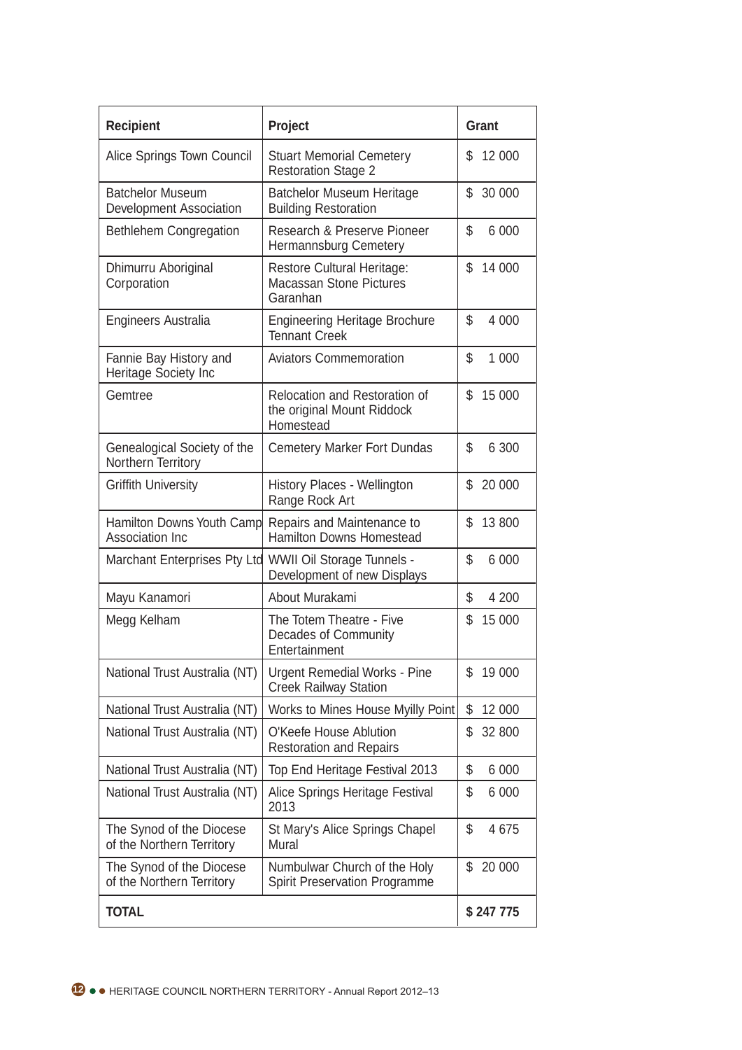| Recipient | Project | Grant |
|---|---|---|
| Alice Springs Town Council | Stuart Memorial Cemetery Restoration Stage 2 | $ 12 000 |
| Batchelor Museum Development Association | Batchelor Museum Heritage Building Restoration | $ 30 000 |
| Bethlehem Congregation | Research & Preserve Pioneer Hermannsburg Cemetery | $ 6 000 |
| Dhimurru Aboriginal Corporation | Restore Cultural Heritage: Macassan Stone Pictures Garanhan | $ 14 000 |
| Engineers Australia | Engineering Heritage Brochure Tennant Creek | $ 4 000 |
| Fannie Bay History and Heritage Society Inc | Aviators Commemoration | $ 1 000 |
| Gemtree | Relocation and Restoration of the original Mount Riddock Homestead | $ 15 000 |
| Genealogical Society of the Northern Territory | Cemetery Marker Fort Dundas | $ 6 300 |
| Griffith University | History Places - Wellington Range Rock Art | $ 20 000 |
| Hamilton Downs Youth Camp Association Inc | Repairs and Maintenance to Hamilton Downs Homestead | $ 13 800 |
| Marchant Enterprises Pty Ltd | WWII Oil Storage Tunnels - Development of new Displays | $ 6 000 |
| Mayu Kanamori | About Murakami | $ 4 200 |
| Megg Kelham | The Totem Theatre - Five Decades of Community Entertainment | $ 15 000 |
| National Trust Australia (NT) | Urgent Remedial Works - Pine Creek Railway Station | $ 19 000 |
| National Trust Australia (NT) | Works to Mines House Myilly Point | $ 12 000 |
| National Trust Australia (NT) | O'Keefe House Ablution Restoration and Repairs | $ 32 800 |
| National Trust Australia (NT) | Top End Heritage Festival 2013 | $ 6 000 |
| National Trust Australia (NT) | Alice Springs Heritage Festival 2013 | $ 6 000 |
| The Synod of the Diocese of the Northern Territory | St Mary's Alice Springs Chapel Mural | $ 4 675 |
| The Synod of the Diocese of the Northern Territory | Numbulwar Church of the Holy Spirit Preservation Programme | $ 20 000 |
| **TOTAL** | | **$ 247 775** |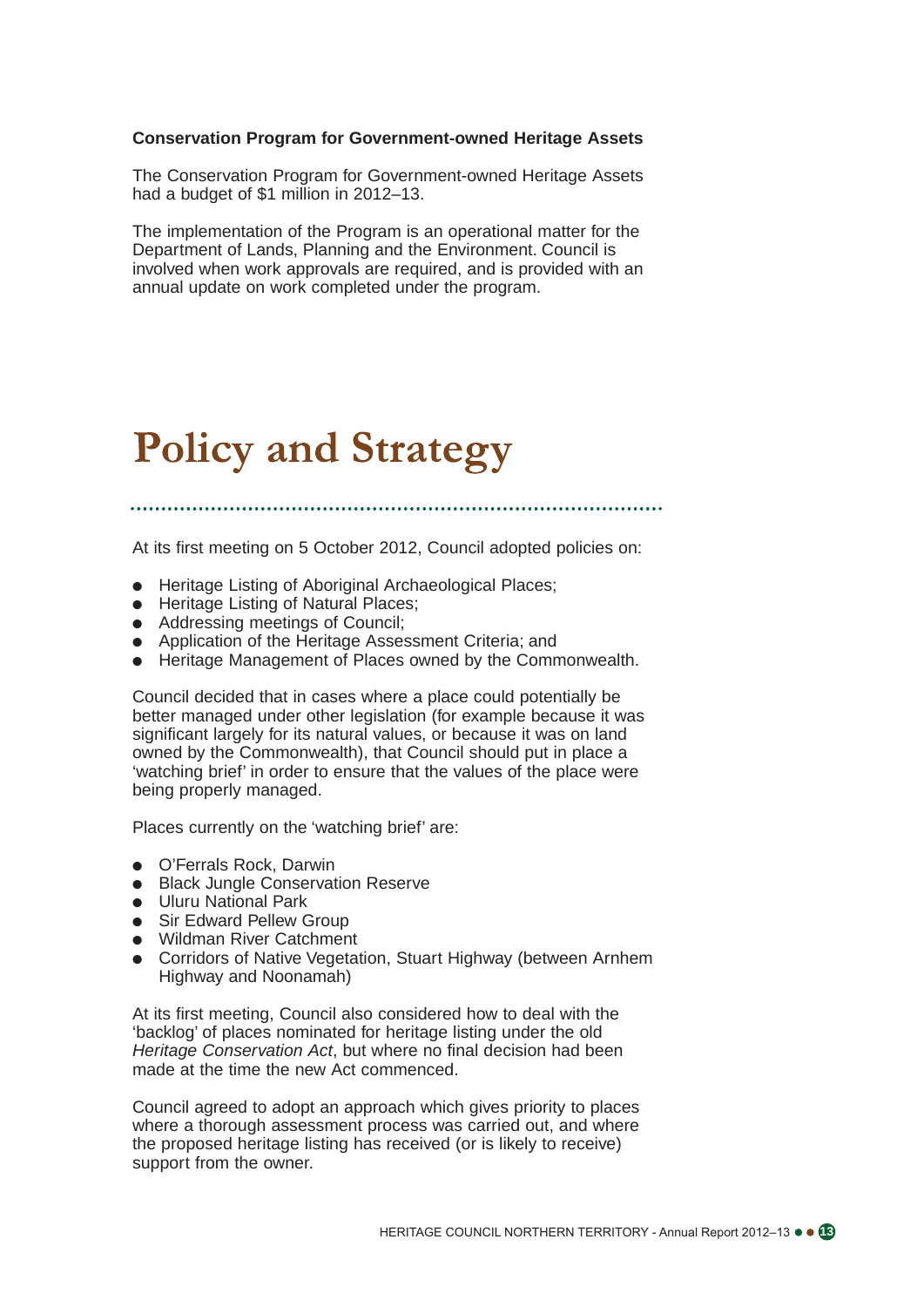**Conservation Program for Government-owned Heritage Assets**

The Conservation Program for Government-owned Heritage Assets had a budget of $1 million in 2012–13.

The implementation of the Program is an operational matter for the Department of Lands, Planning and the Environment. Council is involved when work approvals are required, and is provided with an annual update on work completed under the program.

# Policy and Strategy

At its first meeting on 5 October 2012, Council adopted policies on:

- Heritage Listing of Aboriginal Archaeological Places;
- Heritage Listing of Natural Places;
- Addressing meetings of Council;
- Application of the Heritage Assessment Criteria; and
- Heritage Management of Places owned by the Commonwealth.

Council decided that in cases where a place could potentially be better managed under other legislation (for example because it was significant largely for its natural values, or because it was on land owned by the Commonwealth), that Council should put in place a 'watching brief' in order to ensure that the values of the place were being properly managed.

Places currently on the 'watching brief' are:

- O'Ferrals Rock, Darwin
- Black Jungle Conservation Reserve
- Uluru National Park
- Sir Edward Pellew Group
- Wildman River Catchment
- Corridors of Native Vegetation, Stuart Highway (between Arnhem Highway and Noonamah)

At its first meeting, Council also considered how to deal with the 'backlog' of places nominated for heritage listing under the old *Heritage Conservation Act*, but where no final decision had been made at the time the new Act commenced.

Council agreed to adopt an approach which gives priority to places where a thorough assessment process was carried out, and where the proposed heritage listing has received (or is likely to receive) support from the owner.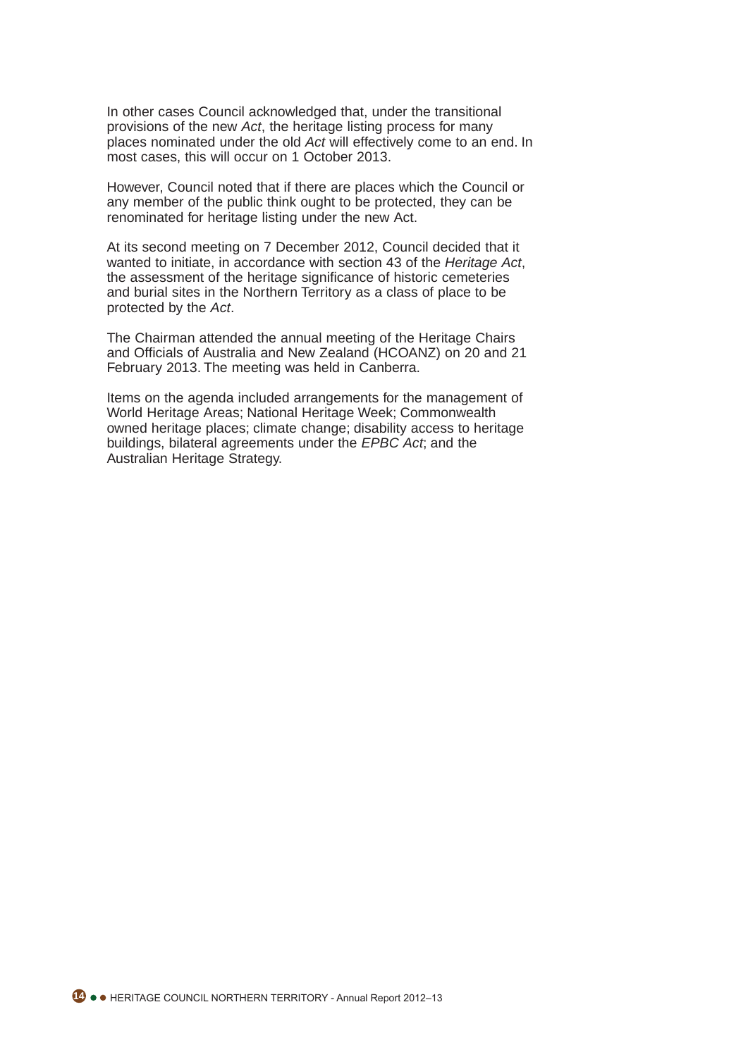In other cases Council acknowledged that, under the transitional provisions of the new *Act*, the heritage listing process for many places nominated under the old *Act* will effectively come to an end. In most cases, this will occur on 1 October 2013.

However, Council noted that if there are places which the Council or any member of the public think ought to be protected, they can be renominated for heritage listing under the new Act.

At its second meeting on 7 December 2012, Council decided that it wanted to initiate, in accordance with section 43 of the *Heritage Act*, the assessment of the heritage significance of historic cemeteries and burial sites in the Northern Territory as a class of place to be protected by the *Act*.

The Chairman attended the annual meeting of the Heritage Chairs and Officials of Australia and New Zealand (HCOANZ) on 20 and 21 February 2013. The meeting was held in Canberra.

Items on the agenda included arrangements for the management of World Heritage Areas; National Heritage Week; Commonwealth owned heritage places; climate change; disability access to heritage buildings, bilateral agreements under the *EPBC Act*; and the Australian Heritage Strategy.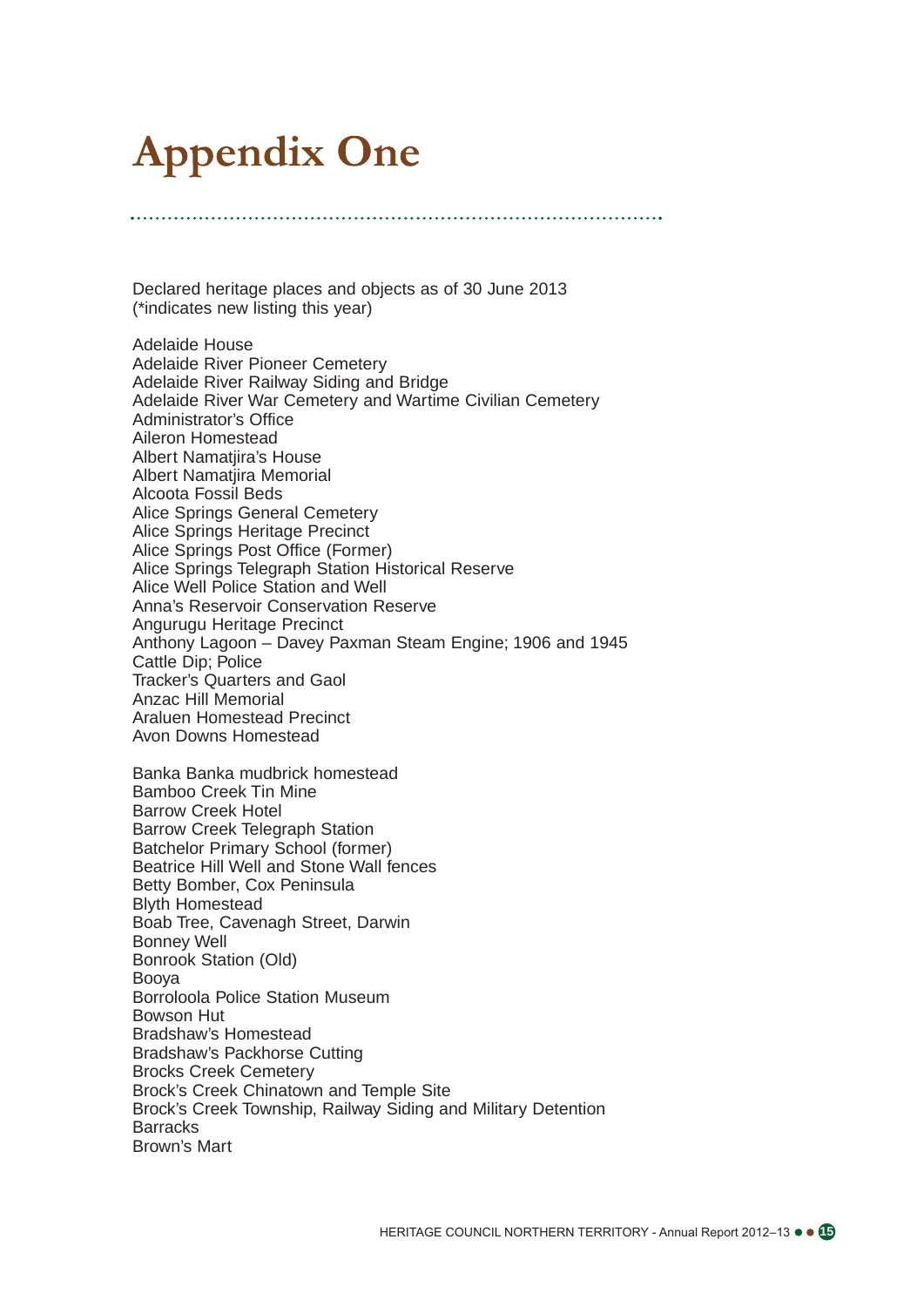# Appendix One

Declared heritage places and objects as of 30 June 2013
(*indicates new listing this year)

Adelaide House
Adelaide River Pioneer Cemetery
Adelaide River Railway Siding and Bridge
Adelaide River War Cemetery and Wartime Civilian Cemetery
Administrator's Office
Aileron Homestead
Albert Namatjira's House
Albert Namatjira Memorial
Alcoota Fossil Beds
Alice Springs General Cemetery
Alice Springs Heritage Precinct
Alice Springs Post Office (Former)
Alice Springs Telegraph Station Historical Reserve
Alice Well Police Station and Well
Anna's Reservoir Conservation Reserve
Angurugu Heritage Precinct
Anthony Lagoon – Davey Paxman Steam Engine; 1906 and 1945
Cattle Dip; Police
Tracker's Quarters and Gaol
Anzac Hill Memorial
Araluen Homestead Precinct
Avon Downs Homestead

Banka Banka mudbrick homestead
Bamboo Creek Tin Mine
Barrow Creek Hotel
Barrow Creek Telegraph Station
Batchelor Primary School (former)
Beatrice Hill Well and Stone Wall fences
Betty Bomber, Cox Peninsula
Blyth Homestead
Boab Tree, Cavenagh Street, Darwin
Bonney Well
Bonrook Station (Old)
Booya
Borroloola Police Station Museum
Bowson Hut
Bradshaw's Homestead
Bradshaw's Packhorse Cutting
Brocks Creek Cemetery
Brock's Creek Chinatown and Temple Site
Brock's Creek Township, Railway Siding and Military Detention
Barracks
Brown's Mart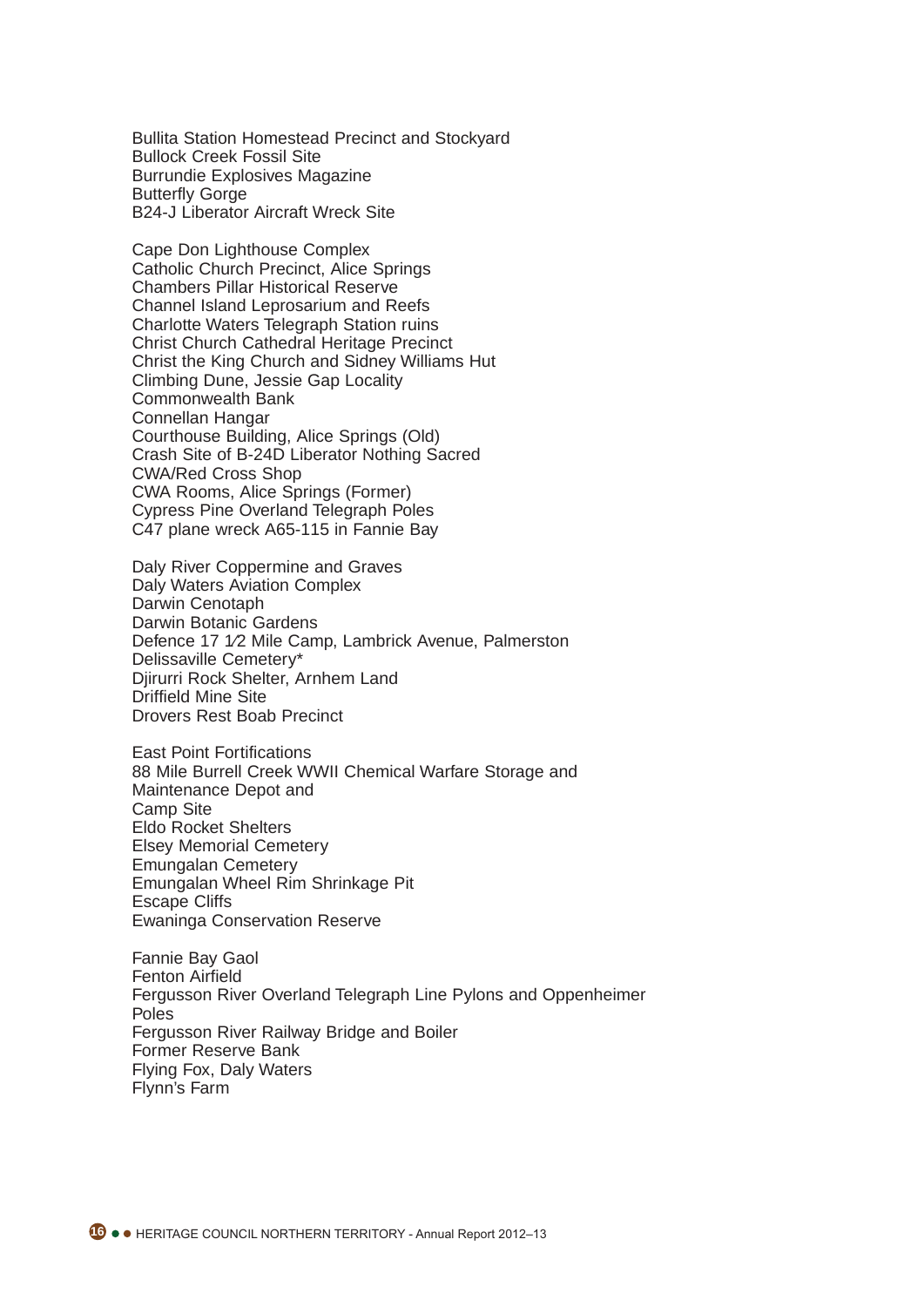Bullita Station Homestead Precinct and Stockyard
Bullock Creek Fossil Site
Burrundie Explosives Magazine
Butterfly Gorge
B24-J Liberator Aircraft Wreck Site

Cape Don Lighthouse Complex
Catholic Church Precinct, Alice Springs
Chambers Pillar Historical Reserve
Channel Island Leprosarium and Reefs
Charlotte Waters Telegraph Station ruins
Christ Church Cathedral Heritage Precinct
Christ the King Church and Sidney Williams Hut
Climbing Dune, Jessie Gap Locality
Commonwealth Bank
Connellan Hangar
Courthouse Building, Alice Springs (Old)
Crash Site of B-24D Liberator Nothing Sacred
CWA/Red Cross Shop
CWA Rooms, Alice Springs (Former)
Cypress Pine Overland Telegraph Poles
C47 plane wreck A65-115 in Fannie Bay

Daly River Coppermine and Graves
Daly Waters Aviation Complex
Darwin Cenotaph
Darwin Botanic Gardens
Defence 17 1⁄2 Mile Camp, Lambrick Avenue, Palmerston
Delissaville Cemetery*
Djirurri Rock Shelter, Arnhem Land
Driffield Mine Site
Drovers Rest Boab Precinct

East Point Fortifications
88 Mile Burrell Creek WWII Chemical Warfare Storage and Maintenance Depot and Camp Site
Eldo Rocket Shelters
Elsey Memorial Cemetery
Emungalan Cemetery
Emungalan Wheel Rim Shrinkage Pit
Escape Cliffs
Ewaninga Conservation Reserve

Fannie Bay Gaol
Fenton Airfield
Fergusson River Overland Telegraph Line Pylons and Oppenheimer Poles
Fergusson River Railway Bridge and Boiler
Former Reserve Bank
Flying Fox, Daly Waters
Flynn's Farm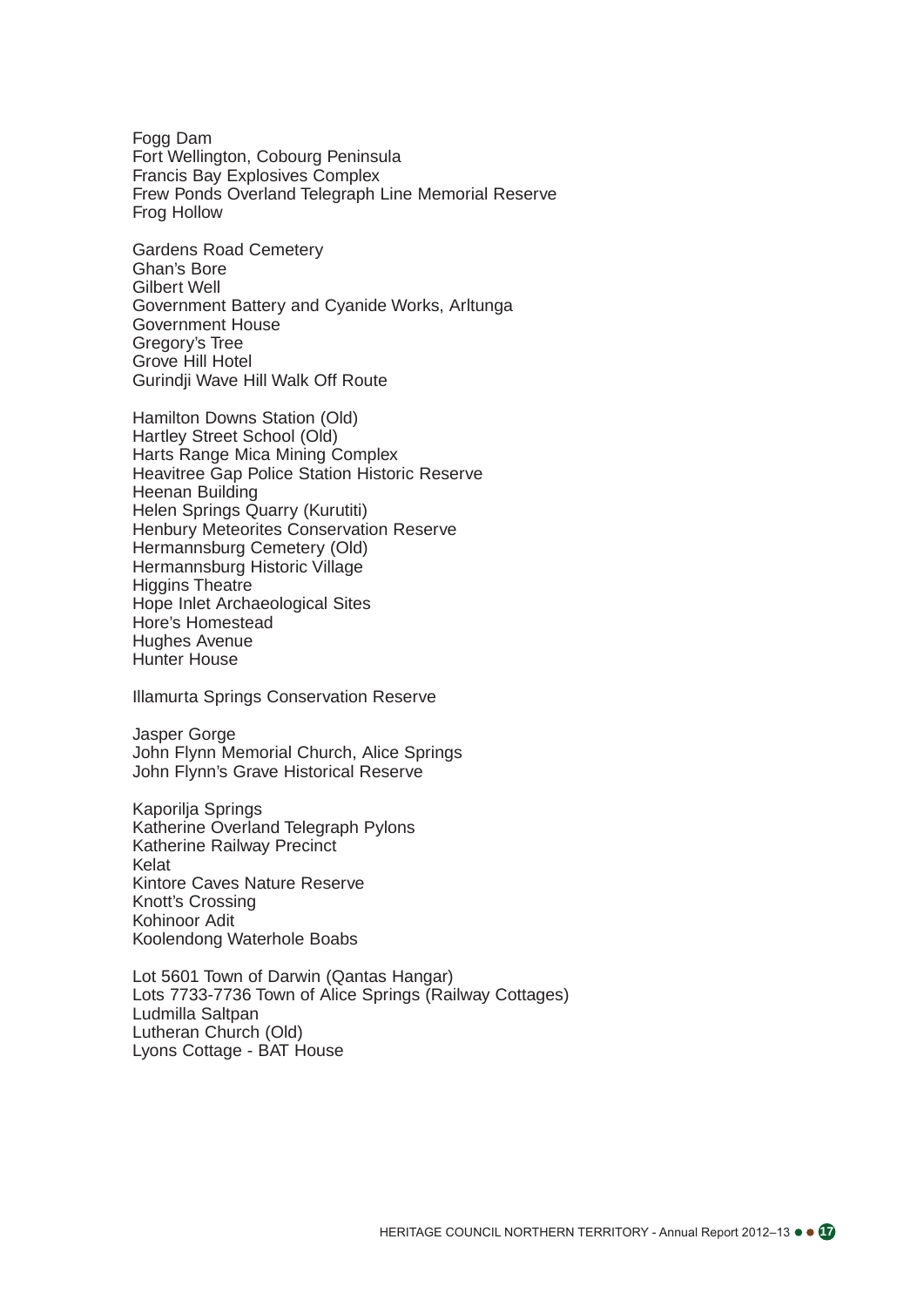Fogg Dam
Fort Wellington, Cobourg Peninsula
Francis Bay Explosives Complex
Frew Ponds Overland Telegraph Line Memorial Reserve
Frog Hollow

Gardens Road Cemetery
Ghan's Bore
Gilbert Well
Government Battery and Cyanide Works, Arltunga
Government House
Gregory's Tree
Grove Hill Hotel
Gurindji Wave Hill Walk Off Route

Hamilton Downs Station (Old)
Hartley Street School (Old)
Harts Range Mica Mining Complex
Heavitree Gap Police Station Historic Reserve
Heenan Building
Helen Springs Quarry (Kurutiti)
Henbury Meteorites Conservation Reserve
Hermannsburg Cemetery (Old)
Hermannsburg Historic Village
Higgins Theatre
Hope Inlet Archaeological Sites
Hore's Homestead
Hughes Avenue
Hunter House

Illamurta Springs Conservation Reserve

Jasper Gorge
John Flynn Memorial Church, Alice Springs
John Flynn's Grave Historical Reserve

Kaporilja Springs
Katherine Overland Telegraph Pylons
Katherine Railway Precinct
Kelat
Kintore Caves Nature Reserve
Knott's Crossing
Kohinoor Adit
Koolendong Waterhole Boabs

Lot 5601 Town of Darwin (Qantas Hangar)
Lots 7733-7736 Town of Alice Springs (Railway Cottages)
Ludmilla Saltpan
Lutheran Church (Old)
Lyons Cottage - BAT House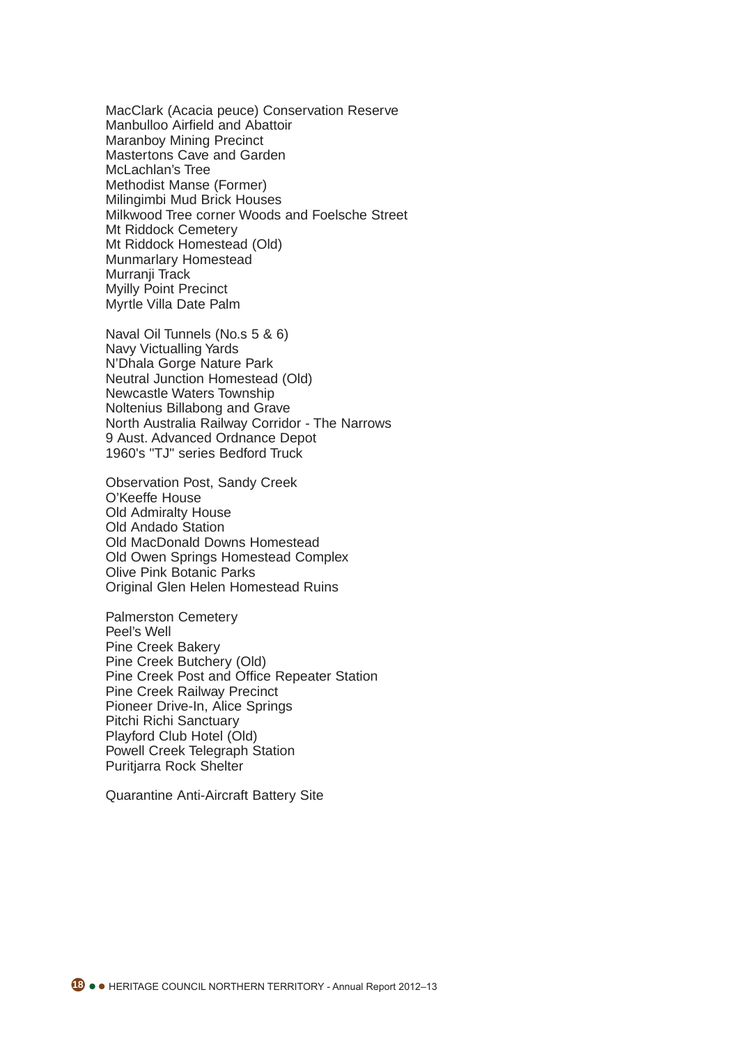MacClark (Acacia peuce) Conservation Reserve
Manbulloo Airfield and Abattoir
Maranboy Mining Precinct
Mastertons Cave and Garden
McLachlan's Tree
Methodist Manse (Former)
Milingimbi Mud Brick Houses
Milkwood Tree corner Woods and Foelsche Street
Mt Riddock Cemetery
Mt Riddock Homestead (Old)
Munmarlary Homestead
Murranji Track
Myilly Point Precinct
Myrtle Villa Date Palm

Naval Oil Tunnels (No.s 5 & 6)
Navy Victualling Yards
N'Dhala Gorge Nature Park
Neutral Junction Homestead (Old)
Newcastle Waters Township
Noltenius Billabong and Grave
North Australia Railway Corridor - The Narrows
9 Aust. Advanced Ordnance Depot
1960's "TJ" series Bedford Truck

Observation Post, Sandy Creek
O'Keeffe House
Old Admiralty House
Old Andado Station
Old MacDonald Downs Homestead
Old Owen Springs Homestead Complex
Olive Pink Botanic Parks
Original Glen Helen Homestead Ruins

Palmerston Cemetery
Peel's Well
Pine Creek Bakery
Pine Creek Butchery (Old)
Pine Creek Post and Office Repeater Station
Pine Creek Railway Precinct
Pioneer Drive-In, Alice Springs
Pitchi Richi Sanctuary
Playford Club Hotel (Old)
Powell Creek Telegraph Station
Puritjarra Rock Shelter

Quarantine Anti-Aircraft Battery Site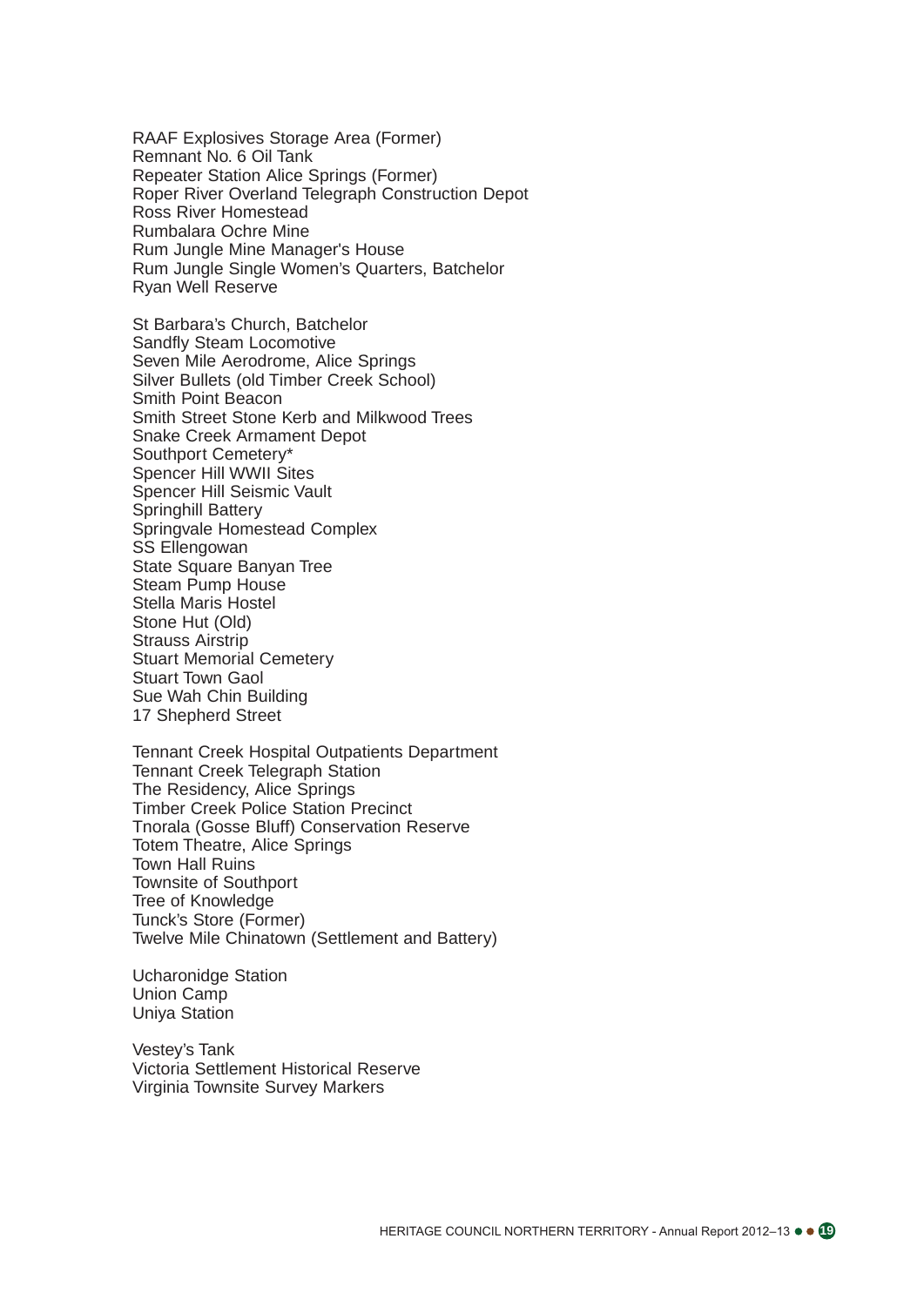RAAF Explosives Storage Area (Former)
Remnant No. 6 Oil Tank
Repeater Station Alice Springs (Former)
Roper River Overland Telegraph Construction Depot
Ross River Homestead
Rumbalara Ochre Mine
Rum Jungle Mine Manager's House
Rum Jungle Single Women's Quarters, Batchelor
Ryan Well Reserve

St Barbara's Church, Batchelor
Sandfly Steam Locomotive
Seven Mile Aerodrome, Alice Springs
Silver Bullets (old Timber Creek School)
Smith Point Beacon
Smith Street Stone Kerb and Milkwood Trees
Snake Creek Armament Depot
Southport Cemetery*
Spencer Hill WWII Sites
Spencer Hill Seismic Vault
Springhill Battery
Springvale Homestead Complex
SS Ellengowan
State Square Banyan Tree
Steam Pump House
Stella Maris Hostel
Stone Hut (Old)
Strauss Airstrip
Stuart Memorial Cemetery
Stuart Town Gaol
Sue Wah Chin Building
17 Shepherd Street

Tennant Creek Hospital Outpatients Department
Tennant Creek Telegraph Station
The Residency, Alice Springs
Timber Creek Police Station Precinct
Tnorala (Gosse Bluff) Conservation Reserve
Totem Theatre, Alice Springs
Town Hall Ruins
Townsite of Southport
Tree of Knowledge
Tunck's Store (Former)
Twelve Mile Chinatown (Settlement and Battery)

Ucharonidge Station
Union Camp
Uniya Station

Vestey's Tank
Victoria Settlement Historical Reserve
Virginia Townsite Survey Markers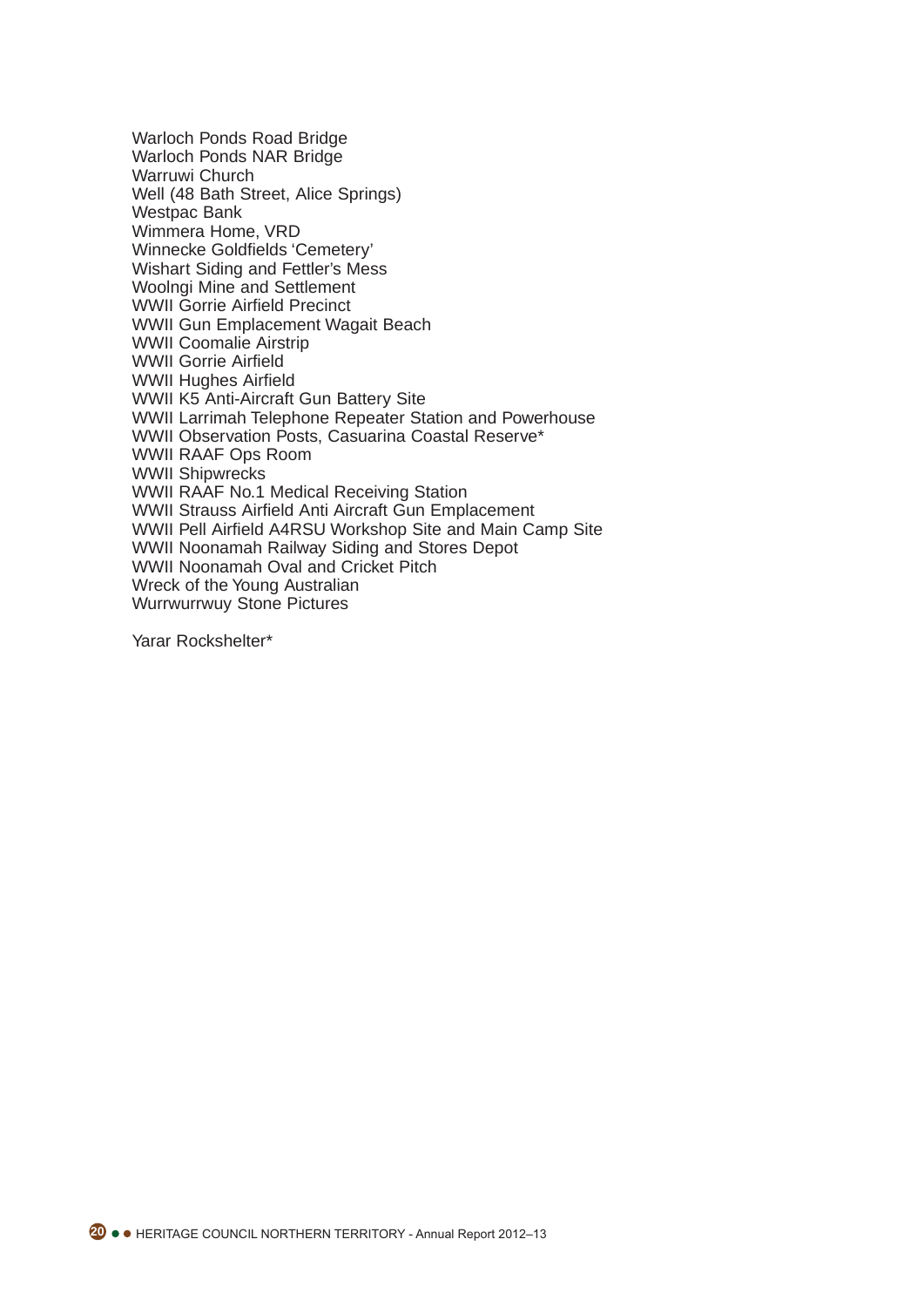Warloch Ponds Road Bridge
Warloch Ponds NAR Bridge
Warruwi Church
Well (48 Bath Street, Alice Springs)
Westpac Bank
Wimmera Home, VRD
Winnecke Goldfields 'Cemetery'
Wishart Siding and Fettler's Mess
Woolngi Mine and Settlement
WWII Gorrie Airfield Precinct
WWII Gun Emplacement Wagait Beach
WWII Coomalie Airstrip
WWII Gorrie Airfield
WWII Hughes Airfield
WWII K5 Anti-Aircraft Gun Battery Site
WWII Larrimah Telephone Repeater Station and Powerhouse
WWII Observation Posts, Casuarina Coastal Reserve*
WWII RAAF Ops Room
WWII Shipwrecks
WWII RAAF No.1 Medical Receiving Station
WWII Strauss Airfield Anti Aircraft Gun Emplacement
WWII Pell Airfield A4RSU Workshop Site and Main Camp Site
WWII Noonamah Railway Siding and Stores Depot
WWII Noonamah Oval and Cricket Pitch
Wreck of the Young Australian
Wurrwurrwuy Stone Pictures

Yarar Rockshelter*